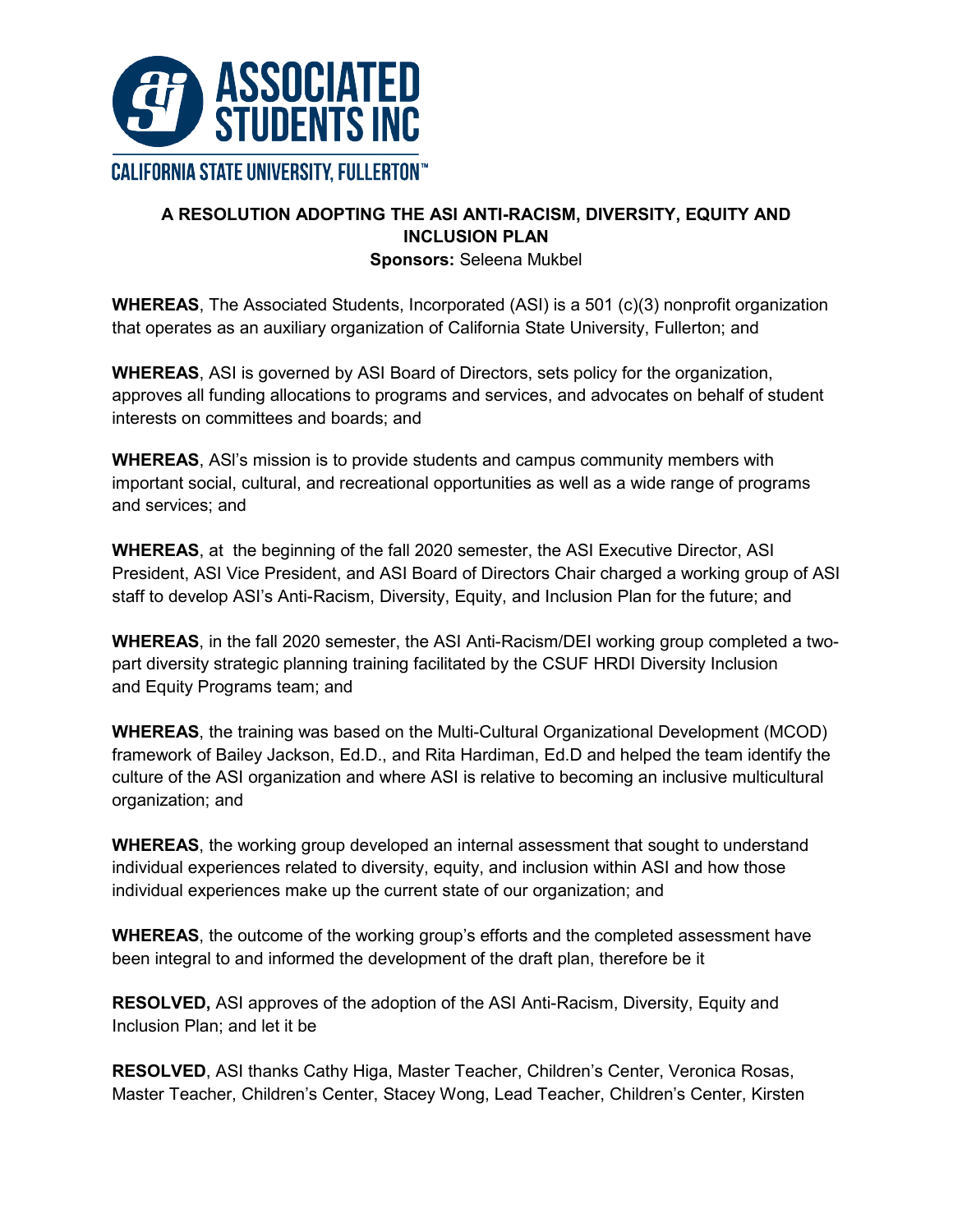ASSOCIATED STUDENTS INC

CALIFORNIA STATE UNIVERSITY, FULLERTON™

## A RESOLUTION ADOPTING THE ASI ANTI-RACISM, DIVERSITY, EQUITY AND INCLUSION PLAN

**Sponsors:** Seleena Mukbel

**WHEREAS**, The Associated Students, Incorporated (ASI) is a 501 (c)(3) nonprofit organization that operates as an auxiliary organization of California State University, Fullerton; and

**WHEREAS**, ASI is governed by ASI Board of Directors, sets policy for the organization, approves all funding allocations to programs and services, and advocates on behalf of student interests on committees and boards; and

**WHEREAS**, ASI's mission is to provide students and campus community members with important social, cultural, and recreational opportunities as well as a wide range of programs and services; and

**WHEREAS**, at the beginning of the fall 2020 semester, the ASI Executive Director, ASI President, ASI Vice President, and ASI Board of Directors Chair charged a working group of ASI staff to develop ASI's Anti-Racism, Diversity, Equity, and Inclusion Plan for the future; and

**WHEREAS**, in the fall 2020 semester, the ASI Anti-Racism/DEI working group completed a two-part diversity strategic planning training facilitated by the CSUF HRDI Diversity Inclusion and Equity Programs team; and

**WHEREAS**, the training was based on the Multi-Cultural Organizational Development (MCOD) framework of Bailey Jackson, Ed.D., and Rita Hardiman, Ed.D and helped the team identify the culture of the ASI organization and where ASI is relative to becoming an inclusive multicultural organization; and

**WHEREAS**, the working group developed an internal assessment that sought to understand individual experiences related to diversity, equity, and inclusion within ASI and how those individual experiences make up the current state of our organization; and

**WHEREAS**, the outcome of the working group's efforts and the completed assessment have been integral to and informed the development of the draft plan, therefore be it

**RESOLVED,** ASI approves of the adoption of the ASI Anti-Racism, Diversity, Equity and Inclusion Plan; and let it be

**RESOLVED**, ASI thanks Cathy Higa, Master Teacher, Children's Center, Veronica Rosas, Master Teacher, Children's Center, Stacey Wong, Lead Teacher, Children's Center, Kirsten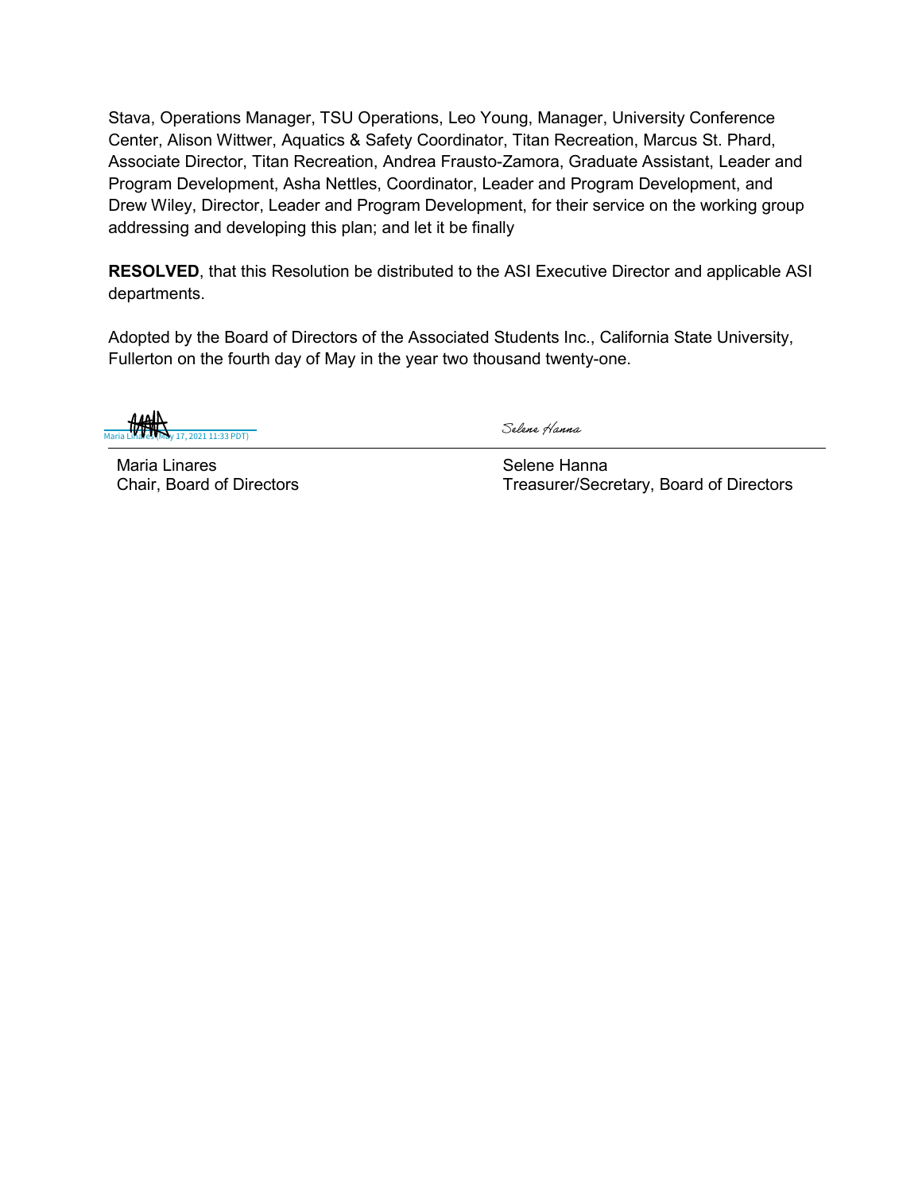Stava, Operations Manager, TSU Operations, Leo Young, Manager, University Conference Center, Alison Wittwer, Aquatics & Safety Coordinator, Titan Recreation, Marcus St. Phard, Associate Director, Titan Recreation, Andrea Frausto-Zamora, Graduate Assistant, Leader and Program Development, Asha Nettles, Coordinator, Leader and Program Development, and Drew Wiley, Director, Leader and Program Development, for their service on the working group addressing and developing this plan; and let it be finally

**RESOLVED**, that this Resolution be distributed to the ASI Executive Director and applicable ASI departments.

Adopted by the Board of Directors of the Associated Students Inc., California State University, Fullerton on the fourth day of May in the year two thousand twenty-one.

Maria Linares (May 17, 2021 11:33 PDT)

Maria Linares
Chair, Board of Directors

Selene Hanna

Selene Hanna
Treasurer/Secretary, Board of Directors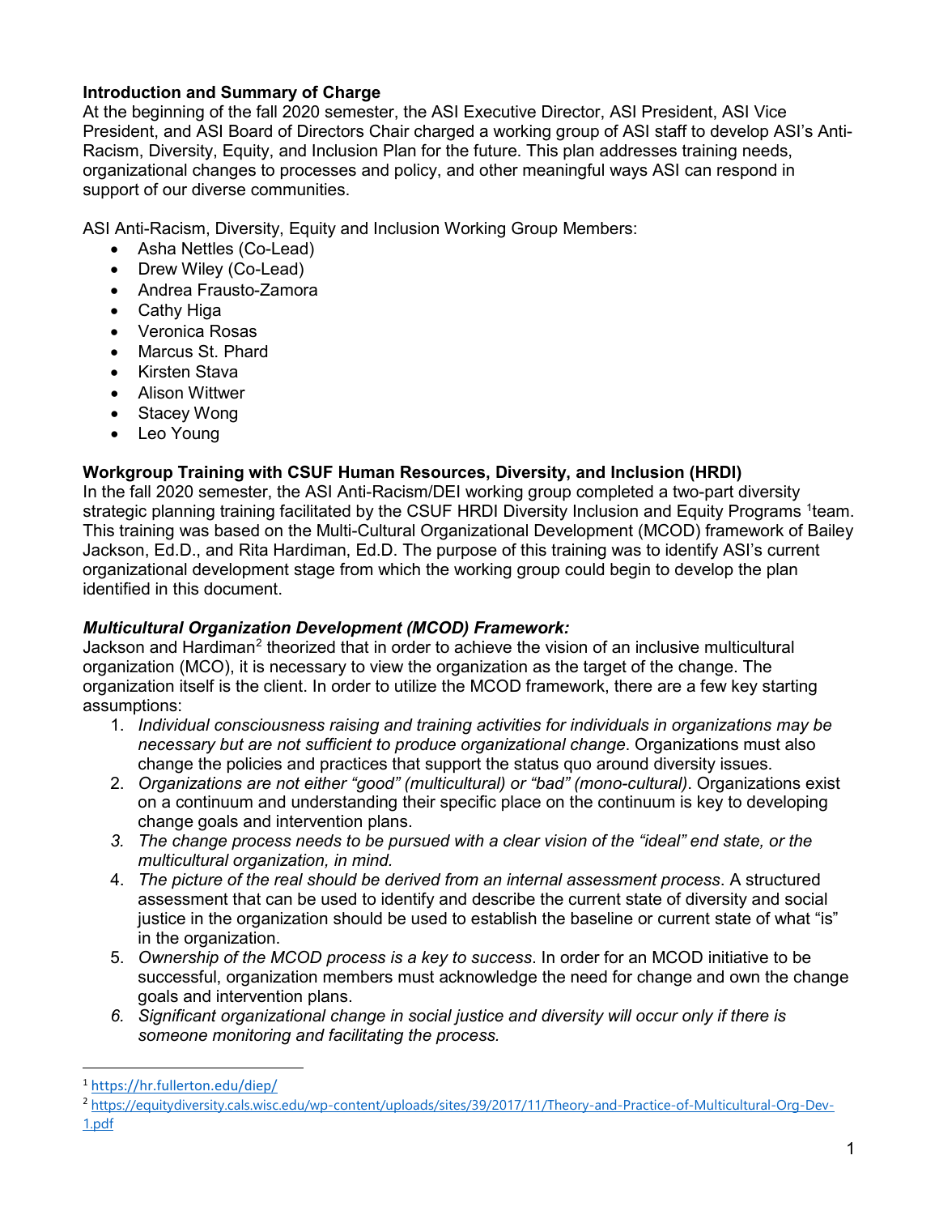**Introduction and Summary of Charge**

At the beginning of the fall 2020 semester, the ASI Executive Director, ASI President, ASI Vice President, and ASI Board of Directors Chair charged a working group of ASI staff to develop ASI's Anti-Racism, Diversity, Equity, and Inclusion Plan for the future. This plan addresses training needs, organizational changes to processes and policy, and other meaningful ways ASI can respond in support of our diverse communities.

ASI Anti-Racism, Diversity, Equity and Inclusion Working Group Members:

- Asha Nettles (Co-Lead)
- Drew Wiley (Co-Lead)
- Andrea Frausto-Zamora
- Cathy Higa
- Veronica Rosas
- Marcus St. Phard
- Kirsten Stava
- Alison Wittwer
- Stacey Wong
- Leo Young

**Workgroup Training with CSUF Human Resources, Diversity, and Inclusion (HRDI)**

In the fall 2020 semester, the ASI Anti-Racism/DEI working group completed a two-part diversity strategic planning training facilitated by the CSUF HRDI Diversity Inclusion and Equity Programs [1]team. This training was based on the Multi-Cultural Organizational Development (MCOD) framework of Bailey Jackson, Ed.D., and Rita Hardiman, Ed.D. The purpose of this training was to identify ASI's current organizational development stage from which the working group could begin to develop the plan identified in this document.

***Multicultural Organization Development (MCOD) Framework:***

Jackson and Hardiman[2] theorized that in order to achieve the vision of an inclusive multicultural organization (MCO), it is necessary to view the organization as the target of the change. The organization itself is the client. In order to utilize the MCOD framework, there are a few key starting assumptions:

1. *Individual consciousness raising and training activities for individuals in organizations may be necessary but are not sufficient to produce organizational change*. Organizations must also change the policies and practices that support the status quo around diversity issues.
2. *Organizations are not either "good" (multicultural) or "bad" (mono-cultural)*. Organizations exist on a continuum and understanding their specific place on the continuum is key to developing change goals and intervention plans.
3. *The change process needs to be pursued with a clear vision of the "ideal" end state, or the multicultural organization, in mind.*
4. *The picture of the real should be derived from an internal assessment process*. A structured assessment that can be used to identify and describe the current state of diversity and social justice in the organization should be used to establish the baseline or current state of what "is" in the organization.
5. *Ownership of the MCOD process is a key to success*. In order for an MCOD initiative to be successful, organization members must acknowledge the need for change and own the change goals and intervention plans.
6. *Significant organizational change in social justice and diversity will occur only if there is someone monitoring and facilitating the process.*

---

[1] https://hr.fullerton.edu/diep/

[2] https://equitydiversity.cals.wisc.edu/wp-content/uploads/sites/39/2017/11/Theory-and-Practice-of-Multicultural-Org-Dev-1.pdf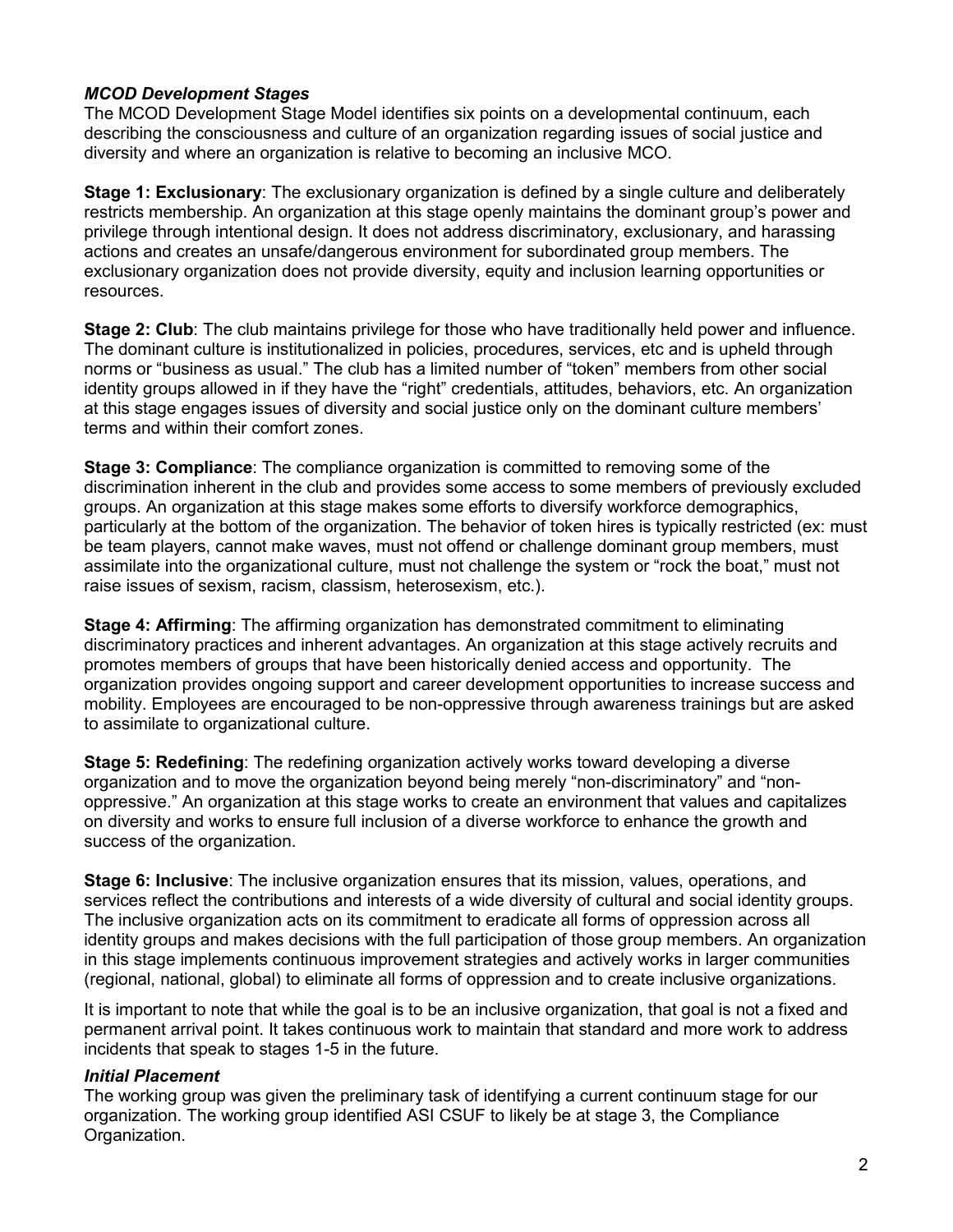### *MCOD Development Stages*

The MCOD Development Stage Model identifies six points on a developmental continuum, each describing the consciousness and culture of an organization regarding issues of social justice and diversity and where an organization is relative to becoming an inclusive MCO.

**Stage 1: Exclusionary**: The exclusionary organization is defined by a single culture and deliberately restricts membership. An organization at this stage openly maintains the dominant group's power and privilege through intentional design. It does not address discriminatory, exclusionary, and harassing actions and creates an unsafe/dangerous environment for subordinated group members. The exclusionary organization does not provide diversity, equity and inclusion learning opportunities or resources.

**Stage 2: Club**: The club maintains privilege for those who have traditionally held power and influence. The dominant culture is institutionalized in policies, procedures, services, etc and is upheld through norms or "business as usual." The club has a limited number of "token" members from other social identity groups allowed in if they have the "right" credentials, attitudes, behaviors, etc. An organization at this stage engages issues of diversity and social justice only on the dominant culture members' terms and within their comfort zones.

**Stage 3: Compliance**: The compliance organization is committed to removing some of the discrimination inherent in the club and provides some access to some members of previously excluded groups. An organization at this stage makes some efforts to diversify workforce demographics, particularly at the bottom of the organization. The behavior of token hires is typically restricted (ex: must be team players, cannot make waves, must not offend or challenge dominant group members, must assimilate into the organizational culture, must not challenge the system or "rock the boat," must not raise issues of sexism, racism, classism, heterosexism, etc.).

**Stage 4: Affirming**: The affirming organization has demonstrated commitment to eliminating discriminatory practices and inherent advantages. An organization at this stage actively recruits and promotes members of groups that have been historically denied access and opportunity. The organization provides ongoing support and career development opportunities to increase success and mobility. Employees are encouraged to be non-oppressive through awareness trainings but are asked to assimilate to organizational culture.

**Stage 5: Redefining**: The redefining organization actively works toward developing a diverse organization and to move the organization beyond being merely "non-discriminatory" and "non-oppressive." An organization at this stage works to create an environment that values and capitalizes on diversity and works to ensure full inclusion of a diverse workforce to enhance the growth and success of the organization.

**Stage 6: Inclusive**: The inclusive organization ensures that its mission, values, operations, and services reflect the contributions and interests of a wide diversity of cultural and social identity groups. The inclusive organization acts on its commitment to eradicate all forms of oppression across all identity groups and makes decisions with the full participation of those group members. An organization in this stage implements continuous improvement strategies and actively works in larger communities (regional, national, global) to eliminate all forms of oppression and to create inclusive organizations.

It is important to note that while the goal is to be an inclusive organization, that goal is not a fixed and permanent arrival point. It takes continuous work to maintain that standard and more work to address incidents that speak to stages 1-5 in the future.

### *Initial Placement*

The working group was given the preliminary task of identifying a current continuum stage for our organization. The working group identified ASI CSUF to likely be at stage 3, the Compliance Organization.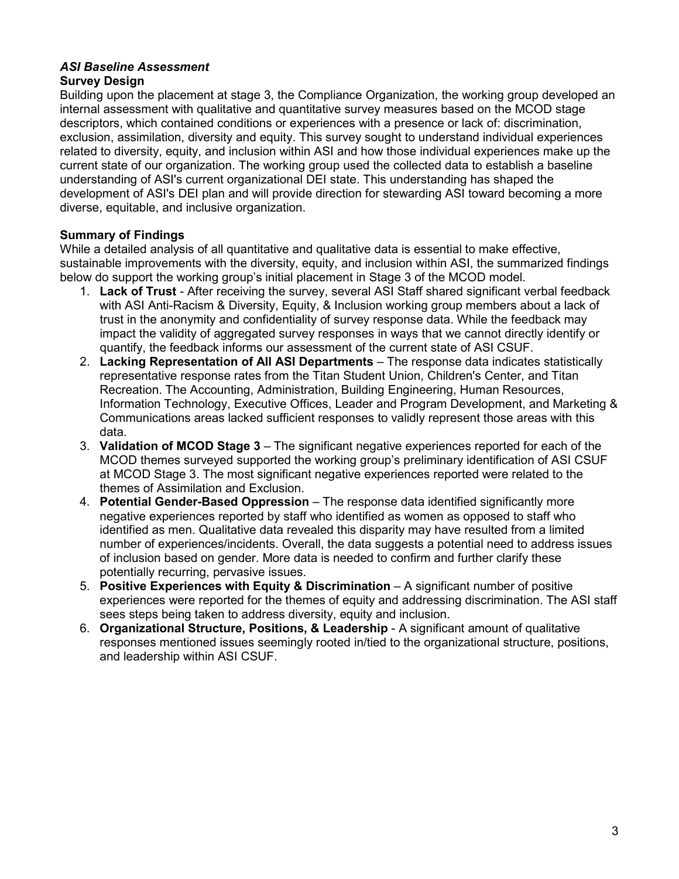### *ASI Baseline Assessment*

#### Survey Design

Building upon the placement at stage 3, the Compliance Organization, the working group developed an internal assessment with qualitative and quantitative survey measures based on the MCOD stage descriptors, which contained conditions or experiences with a presence or lack of: discrimination, exclusion, assimilation, diversity and equity. This survey sought to understand individual experiences related to diversity, equity, and inclusion within ASI and how those individual experiences make up the current state of our organization. The working group used the collected data to establish a baseline understanding of ASI's current organizational DEI state. This understanding has shaped the development of ASI's DEI plan and will provide direction for stewarding ASI toward becoming a more diverse, equitable, and inclusive organization.

#### Summary of Findings

While a detailed analysis of all quantitative and qualitative data is essential to make effective, sustainable improvements with the diversity, equity, and inclusion within ASI, the summarized findings below do support the working group's initial placement in Stage 3 of the MCOD model.

1. **Lack of Trust** - After receiving the survey, several ASI Staff shared significant verbal feedback with ASI Anti-Racism & Diversity, Equity, & Inclusion working group members about a lack of trust in the anonymity and confidentiality of survey response data. While the feedback may impact the validity of aggregated survey responses in ways that we cannot directly identify or quantify, the feedback informs our assessment of the current state of ASI CSUF.
2. **Lacking Representation of All ASI Departments** – The response data indicates statistically representative response rates from the Titan Student Union, Children's Center, and Titan Recreation. The Accounting, Administration, Building Engineering, Human Resources, Information Technology, Executive Offices, Leader and Program Development, and Marketing & Communications areas lacked sufficient responses to validly represent those areas with this data.
3. **Validation of MCOD Stage 3** – The significant negative experiences reported for each of the MCOD themes surveyed supported the working group's preliminary identification of ASI CSUF at MCOD Stage 3. The most significant negative experiences reported were related to the themes of Assimilation and Exclusion.
4. **Potential Gender-Based Oppression** – The response data identified significantly more negative experiences reported by staff who identified as women as opposed to staff who identified as men. Qualitative data revealed this disparity may have resulted from a limited number of experiences/incidents. Overall, the data suggests a potential need to address issues of inclusion based on gender. More data is needed to confirm and further clarify these potentially recurring, pervasive issues.
5. **Positive Experiences with Equity & Discrimination** – A significant number of positive experiences were reported for the themes of equity and addressing discrimination. The ASI staff sees steps being taken to address diversity, equity and inclusion.
6. **Organizational Structure, Positions, & Leadership** - A significant amount of qualitative responses mentioned issues seemingly rooted in/tied to the organizational structure, positions, and leadership within ASI CSUF.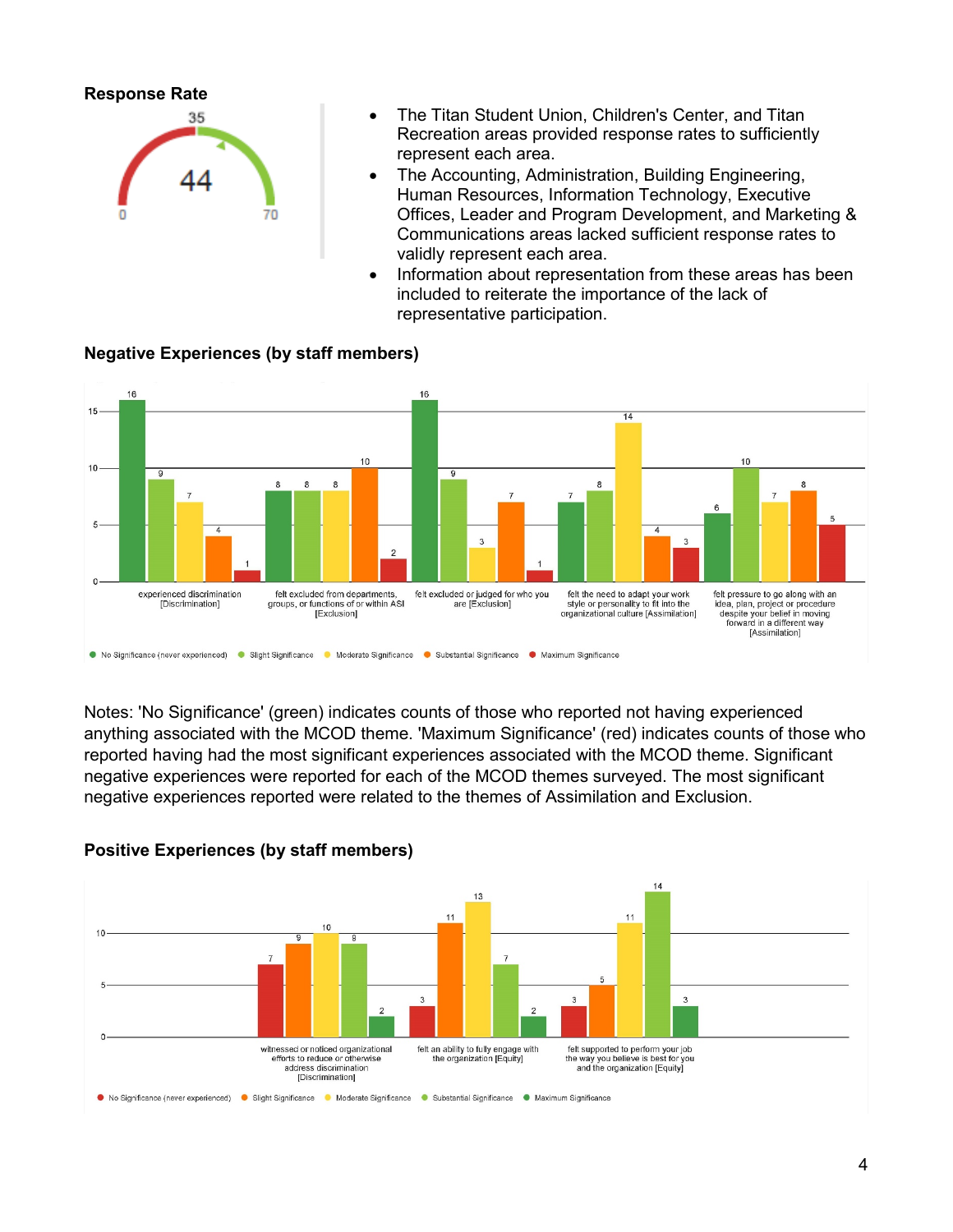**Response Rate**

35

44

0 70

- The Titan Student Union, Children's Center, and Titan Recreation areas provided response rates to sufficiently represent each area.
- The Accounting, Administration, Building Engineering, Human Resources, Information Technology, Executive Offices, Leader and Program Development, and Marketing & Communications areas lacked sufficient response rates to validly represent each area.
- Information about representation from these areas has been included to reiterate the importance of the lack of representative participation.

**Negative Experiences (by staff members)**

| | No Significance (never experienced) | Slight Significance | Moderate Significance | Substantial Significance | Maximum Significance |
|---|---|---|---|---|---|
| experienced discrimination [Discrimination] | 16 | 9 | 7 | 4 | 1 |
| felt excluded from departments, groups, or functions of or within ASI [Exclusion] | 8 | 8 | 8 | 10 | 2 |
| felt excluded or judged for who you are [Exclusion] | 16 | 9 | 3 | 7 | 1 |
| felt the need to adapt your work style or personality to fit into the organizational culture [Assimilation] | 7 | 8 | 14 | 4 | 3 |
| felt pressure to go along with an idea, plan, project or procedure despite your belief in moving forward in a different way [Assimilation] | 6 | 10 | 7 | 8 | 5 |

Notes: 'No Significance' (green) indicates counts of those who reported not having experienced anything associated with the MCOD theme. 'Maximum Significance' (red) indicates counts of those who reported having had the most significant experiences associated with the MCOD theme. Significant negative experiences were reported for each of the MCOD themes surveyed. The most significant negative experiences reported were related to the themes of Assimilation and Exclusion.

**Positive Experiences (by staff members)**

| | No Significance (never experienced) | Slight Significance | Moderate Significance | Substantial Significance | Maximum Significance |
|---|---|---|---|---|---|
| witnessed or noticed organizational efforts to reduce or otherwise address discrimination [Discrimination] | 7 | 9 | 10 | 9 | 2 |
| felt an ability to fully engage with the organization [Equity] | 3 | 11 | 13 | 7 | 2 |
| felt supported to perform your job the way you believe is best for you and the organization [Equity] | 3 | 5 | 11 | 14 | 3 |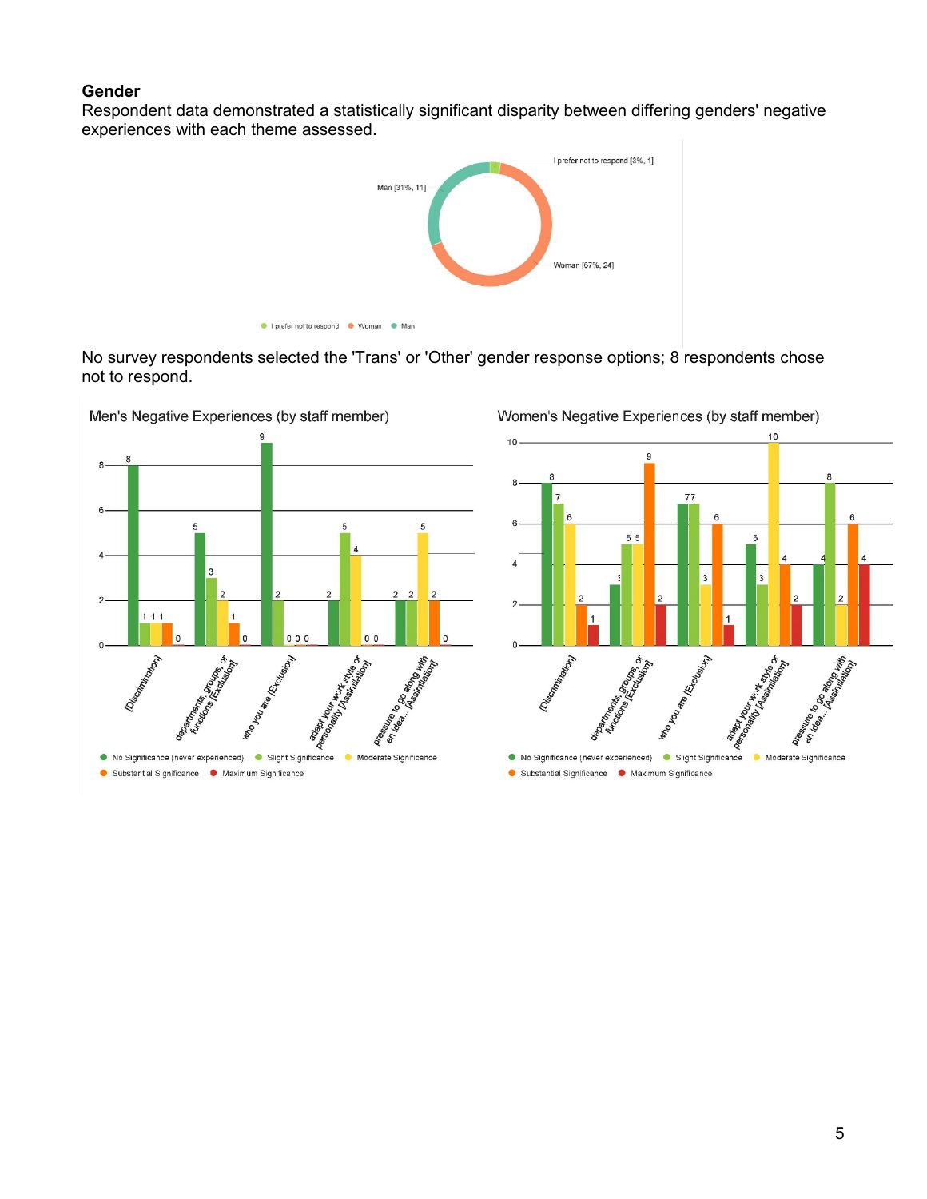**Gender**

Respondent data demonstrated a statistically significant disparity between differing genders' negative experiences with each theme assessed.

No survey respondents selected the 'Trans' or 'Other' gender response options; 8 respondents chose not to respond.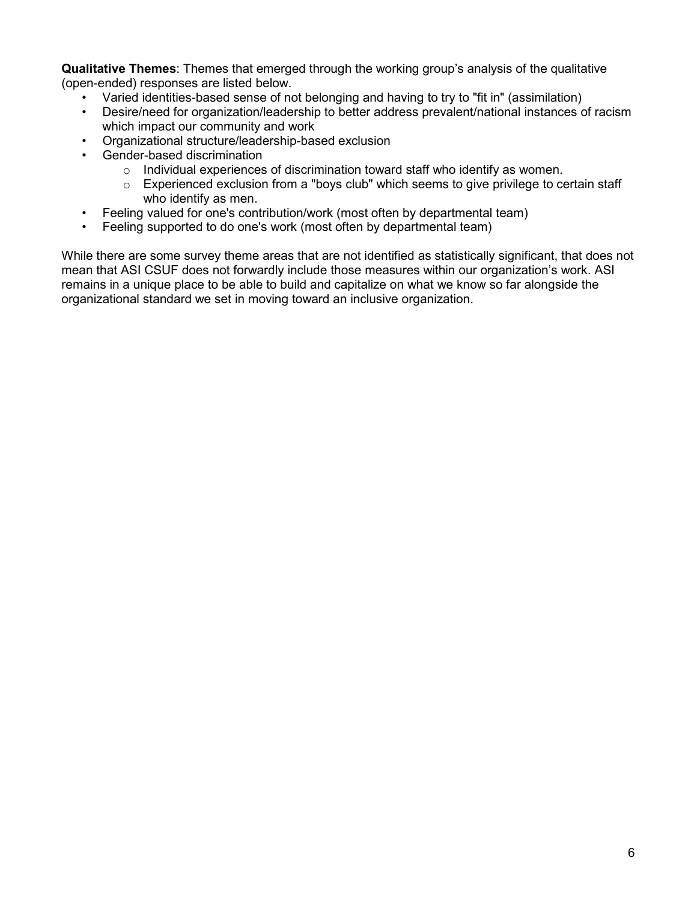**Qualitative Themes**: Themes that emerged through the working group's analysis of the qualitative (open-ended) responses are listed below.

- Varied identities-based sense of not belonging and having to try to "fit in" (assimilation)
- Desire/need for organization/leadership to better address prevalent/national instances of racism which impact our community and work
- Organizational structure/leadership-based exclusion
- Gender-based discrimination
    - Individual experiences of discrimination toward staff who identify as women.
    - Experienced exclusion from a "boys club" which seems to give privilege to certain staff who identify as men.
- Feeling valued for one's contribution/work (most often by departmental team)
- Feeling supported to do one's work (most often by departmental team)

While there are some survey theme areas that are not identified as statistically significant, that does not mean that ASI CSUF does not forwardly include those measures within our organization's work. ASI remains in a unique place to be able to build and capitalize on what we know so far alongside the organizational standard we set in moving toward an inclusive organization.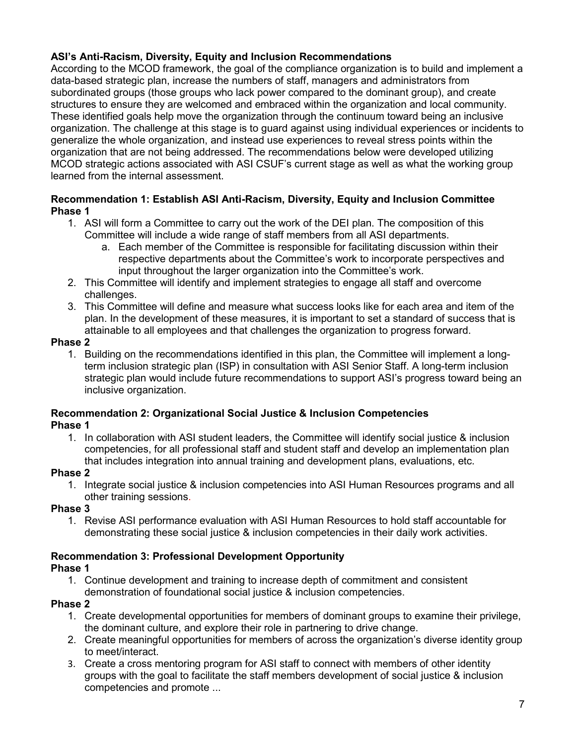## ASI's Anti-Racism, Diversity, Equity and Inclusion Recommendations

According to the MCOD framework, the goal of the compliance organization is to build and implement a data-based strategic plan, increase the numbers of staff, managers and administrators from subordinated groups (those groups who lack power compared to the dominant group), and create structures to ensure they are welcomed and embraced within the organization and local community. These identified goals help move the organization through the continuum toward being an inclusive organization. The challenge at this stage is to guard against using individual experiences or incidents to generalize the whole organization, and instead use experiences to reveal stress points within the organization that are not being addressed. The recommendations below were developed utilizing MCOD strategic actions associated with ASI CSUF's current stage as well as what the working group learned from the internal assessment.

### Recommendation 1: Establish ASI Anti-Racism, Diversity, Equity and Inclusion Committee

**Phase 1**

1. ASI will form a Committee to carry out the work of the DEI plan. The composition of this Committee will include a wide range of staff members from all ASI departments.
    a. Each member of the Committee is responsible for facilitating discussion within their respective departments about the Committee's work to incorporate perspectives and input throughout the larger organization into the Committee's work.
2. This Committee will identify and implement strategies to engage all staff and overcome challenges.
3. This Committee will define and measure what success looks like for each area and item of the plan. In the development of these measures, it is important to set a standard of success that is attainable to all employees and that challenges the organization to progress forward.

**Phase 2**

1. Building on the recommendations identified in this plan, the Committee will implement a long-term inclusion strategic plan (ISP) in consultation with ASI Senior Staff. A long-term inclusion strategic plan would include future recommendations to support ASI's progress toward being an inclusive organization.

### Recommendation 2: Organizational Social Justice & Inclusion Competencies

**Phase 1**

1. In collaboration with ASI student leaders, the Committee will identify social justice & inclusion competencies, for all professional staff and student staff and develop an implementation plan that includes integration into annual training and development plans, evaluations, etc.

**Phase 2**

1. Integrate social justice & inclusion competencies into ASI Human Resources programs and all other training sessions.

**Phase 3**

1. Revise ASI performance evaluation with ASI Human Resources to hold staff accountable for demonstrating these social justice & inclusion competencies in their daily work activities.

### Recommendation 3: Professional Development Opportunity

**Phase 1**

1. Continue development and training to increase depth of commitment and consistent demonstration of foundational social justice & inclusion competencies.

**Phase 2**

1. Create developmental opportunities for members of dominant groups to examine their privilege, the dominant culture, and explore their role in partnering to drive change.
2. Create meaningful opportunities for members of across the organization's diverse identity group to meet/interact.
3. Create a cross mentoring program for ASI staff to connect with members of other identity groups with the goal to facilitate the staff members development of social justice & inclusion competencies and promote ...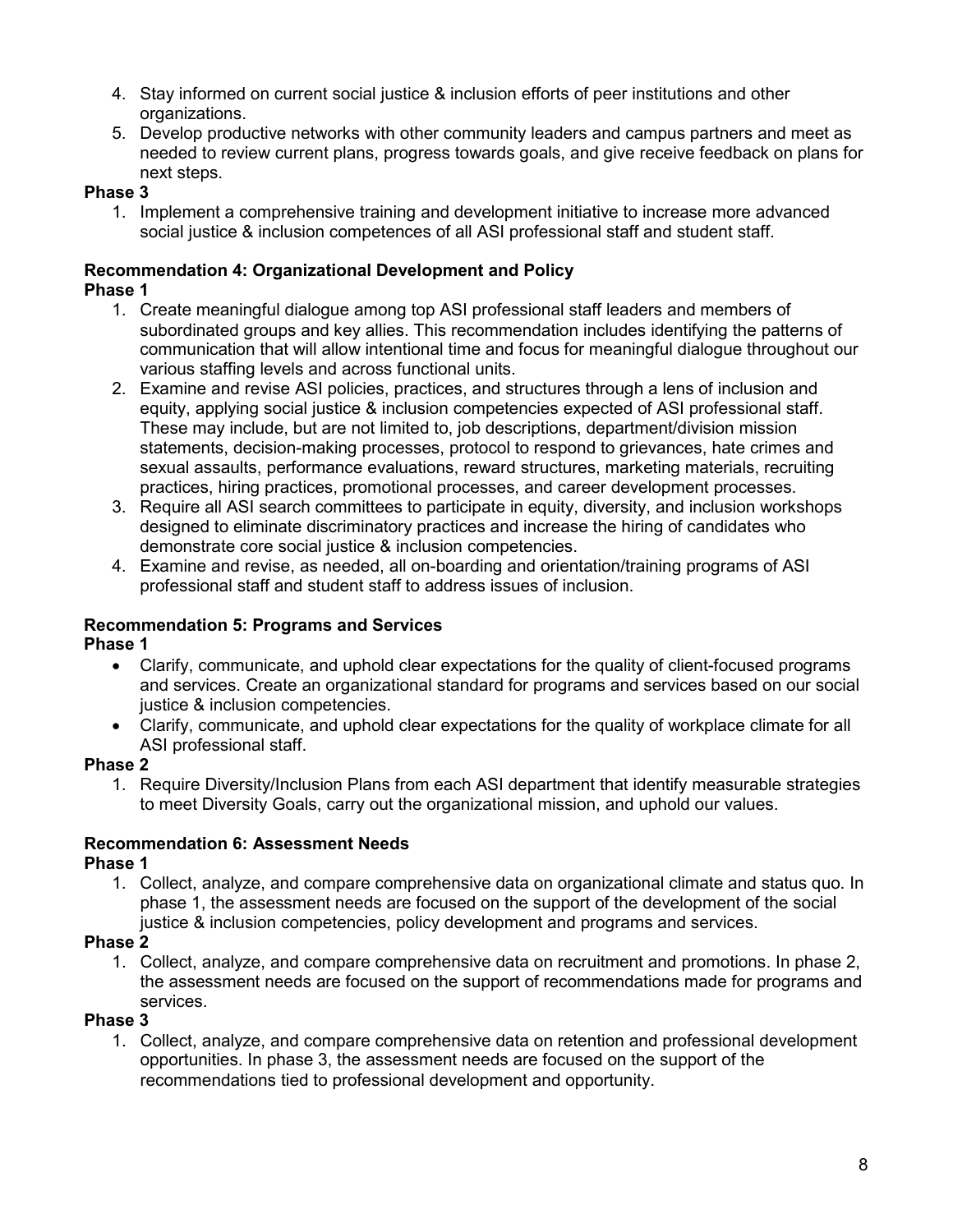4. Stay informed on current social justice & inclusion efforts of peer institutions and other organizations.
5. Develop productive networks with other community leaders and campus partners and meet as needed to review current plans, progress towards goals, and give receive feedback on plans for next steps.

**Phase 3**

1. Implement a comprehensive training and development initiative to increase more advanced social justice & inclusion competences of all ASI professional staff and student staff.

**Recommendation 4: Organizational Development and Policy**

**Phase 1**

1. Create meaningful dialogue among top ASI professional staff leaders and members of subordinated groups and key allies. This recommendation includes identifying the patterns of communication that will allow intentional time and focus for meaningful dialogue throughout our various staffing levels and across functional units.
2. Examine and revise ASI policies, practices, and structures through a lens of inclusion and equity, applying social justice & inclusion competencies expected of ASI professional staff. These may include, but are not limited to, job descriptions, department/division mission statements, decision-making processes, protocol to respond to grievances, hate crimes and sexual assaults, performance evaluations, reward structures, marketing materials, recruiting practices, hiring practices, promotional processes, and career development processes.
3. Require all ASI search committees to participate in equity, diversity, and inclusion workshops designed to eliminate discriminatory practices and increase the hiring of candidates who demonstrate core social justice & inclusion competencies.
4. Examine and revise, as needed, all on-boarding and orientation/training programs of ASI professional staff and student staff to address issues of inclusion.

**Recommendation 5: Programs and Services**

**Phase 1**

- Clarify, communicate, and uphold clear expectations for the quality of client-focused programs and services. Create an organizational standard for programs and services based on our social justice & inclusion competencies.
- Clarify, communicate, and uphold clear expectations for the quality of workplace climate for all ASI professional staff.

**Phase 2**

1. Require Diversity/Inclusion Plans from each ASI department that identify measurable strategies to meet Diversity Goals, carry out the organizational mission, and uphold our values.

**Recommendation 6: Assessment Needs**

**Phase 1**

1. Collect, analyze, and compare comprehensive data on organizational climate and status quo. In phase 1, the assessment needs are focused on the support of the development of the social justice & inclusion competencies, policy development and programs and services.

**Phase 2**

1. Collect, analyze, and compare comprehensive data on recruitment and promotions. In phase 2, the assessment needs are focused on the support of recommendations made for programs and services.

**Phase 3**

1. Collect, analyze, and compare comprehensive data on retention and professional development opportunities. In phase 3, the assessment needs are focused on the support of the recommendations tied to professional development and opportunity.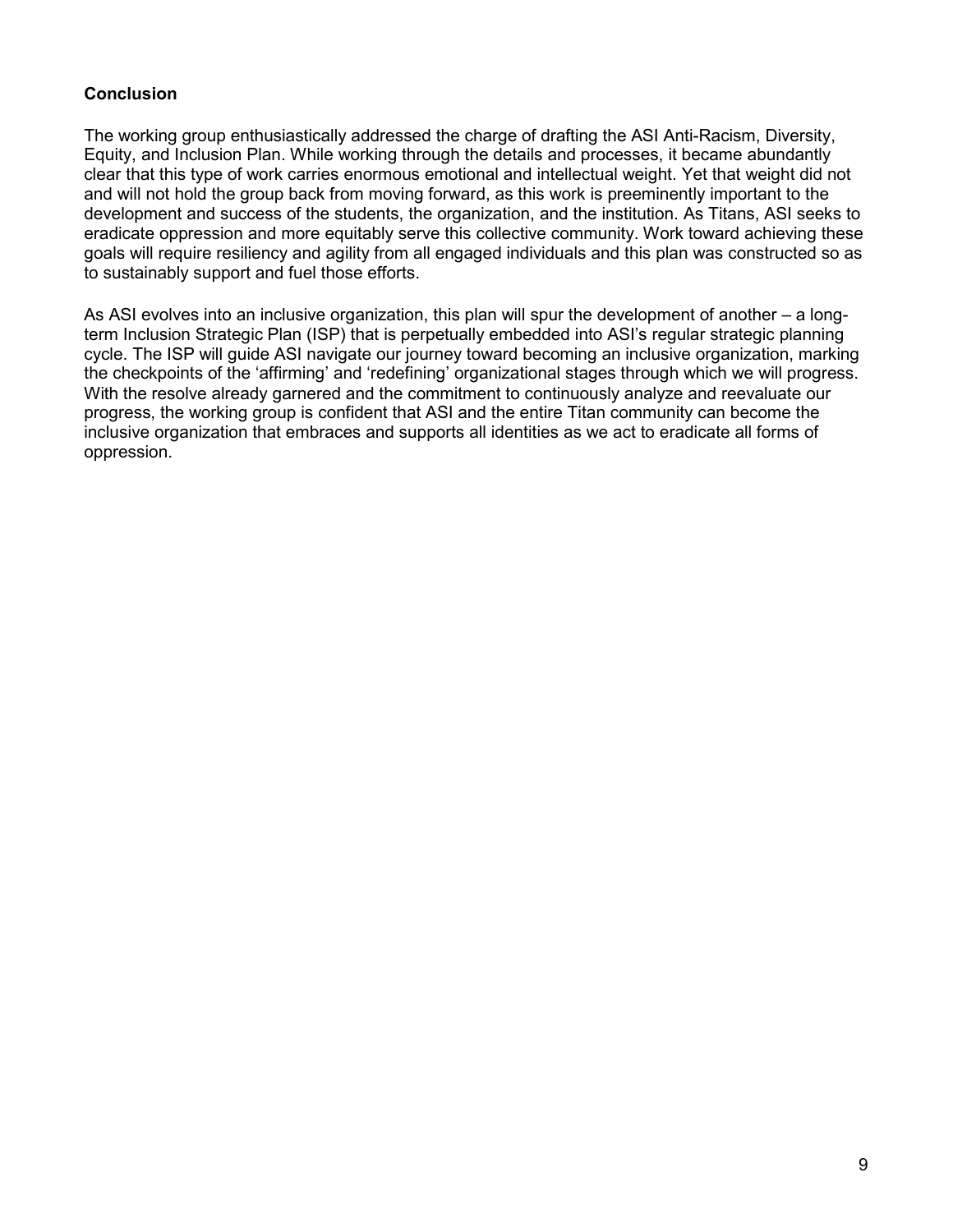**Conclusion**

The working group enthusiastically addressed the charge of drafting the ASI Anti-Racism, Diversity, Equity, and Inclusion Plan. While working through the details and processes, it became abundantly clear that this type of work carries enormous emotional and intellectual weight. Yet that weight did not and will not hold the group back from moving forward, as this work is preeminently important to the development and success of the students, the organization, and the institution. As Titans, ASI seeks to eradicate oppression and more equitably serve this collective community. Work toward achieving these goals will require resiliency and agility from all engaged individuals and this plan was constructed so as to sustainably support and fuel those efforts.

As ASI evolves into an inclusive organization, this plan will spur the development of another – a long-term Inclusion Strategic Plan (ISP) that is perpetually embedded into ASI's regular strategic planning cycle. The ISP will guide ASI navigate our journey toward becoming an inclusive organization, marking the checkpoints of the 'affirming' and 'redefining' organizational stages through which we will progress. With the resolve already garnered and the commitment to continuously analyze and reevaluate our progress, the working group is confident that ASI and the entire Titan community can become the inclusive organization that embraces and supports all identities as we act to eradicate all forms of oppression.